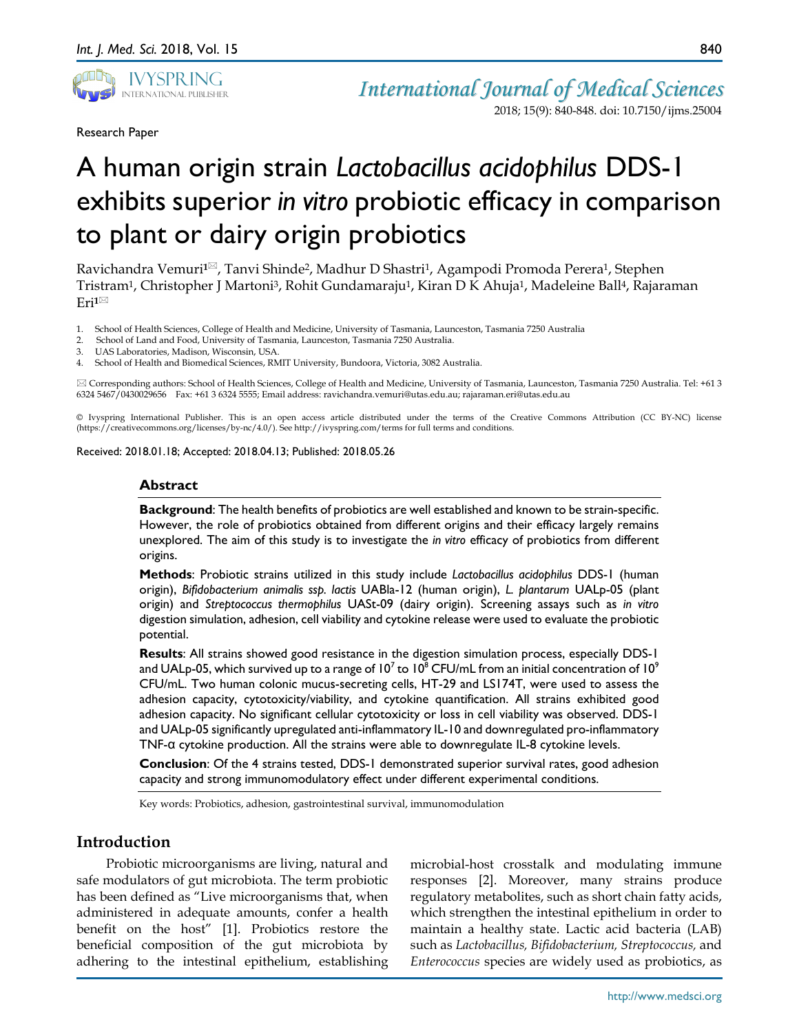Research Paper

# A human origin strain *Lactobacillus acidophilus* DDS-1 exhibits superior *in vitro* probiotic efficacy in comparison to plant or dairy origin probiotics

Ravichandra Vemuri[1]✉, Tanvi Shinde[2], Madhur D Shastri[1], Agampodi Promoda Perera[1], Stephen Tristram[1], Christopher J Martoni[3], Rohit Gundamaraju[1], Kiran D K Ahuja[1], Madeleine Ball[4], Rajaraman Eri[1]✉

1. School of Health Sciences, College of Health and Medicine, University of Tasmania, Launceston, Tasmania 7250 Australia
2. School of Land and Food, University of Tasmania, Launceston, Tasmania 7250 Australia.
3. UAS Laboratories, Madison, Wisconsin, USA.
4. School of Health and Biomedical Sciences, RMIT University, Bundoora, Victoria, 3082 Australia.

✉ Corresponding authors: School of Health Sciences, College of Health and Medicine, University of Tasmania, Launceston, Tasmania 7250 Australia. Tel: +61 3 6324 5467/0430029656 Fax: +61 3 6324 5555; Email address: ravichandra.vemuri@utas.edu.au; rajaraman.eri@utas.edu.au

© Ivyspring International Publisher. This is an open access article distributed under the terms of the Creative Commons Attribution (CC BY-NC) license (https://creativecommons.org/licenses/by-nc/4.0/). See http://ivyspring.com/terms for full terms and conditions.

Received: 2018.01.18; Accepted: 2018.04.13; Published: 2018.05.26

## Abstract

**Background**: The health benefits of probiotics are well established and known to be strain-specific. However, the role of probiotics obtained from different origins and their efficacy largely remains unexplored. The aim of this study is to investigate the *in vitro* efficacy of probiotics from different origins.

**Methods**: Probiotic strains utilized in this study include *Lactobacillus acidophilus* DDS-1 (human origin), *Bifidobacterium animalis ssp. lactis* UABla-12 (human origin), *L. plantarum* UALp-05 (plant origin) and *Streptococcus thermophilus* UASt-09 (dairy origin). Screening assays such as *in vitro* digestion simulation, adhesion, cell viability and cytokine release were used to evaluate the probiotic potential.

**Results**: All strains showed good resistance in the digestion simulation process, especially DDS-1 and UALp-05, which survived up to a range of $10^7$ to $10^8$ CFU/mL from an initial concentration of $10^9$ CFU/mL. Two human colonic mucus-secreting cells, HT-29 and LS174T, were used to assess the adhesion capacity, cytotoxicity/viability, and cytokine quantification. All strains exhibited good adhesion capacity. No significant cellular cytotoxicity or loss in cell viability was observed. DDS-1 and UALp-05 significantly upregulated anti-inflammatory IL-10 and downregulated pro-inflammatory TNF-α cytokine production. All the strains were able to downregulate IL-8 cytokine levels.

**Conclusion**: Of the 4 strains tested, DDS-1 demonstrated superior survival rates, good adhesion capacity and strong immunomodulatory effect under different experimental conditions.

Key words: Probiotics, adhesion, gastrointestinal survival, immunomodulation

## Introduction

Probiotic microorganisms are living, natural and safe modulators of gut microbiota. The term probiotic has been defined as "Live microorganisms that, when administered in adequate amounts, confer a health benefit on the host" [1]. Probiotics restore the beneficial composition of the gut microbiota by adhering to the intestinal epithelium, establishing microbial-host crosstalk and modulating immune responses [2]. Moreover, many strains produce regulatory metabolites, such as short chain fatty acids, which strengthen the intestinal epithelium in order to maintain a healthy state. Lactic acid bacteria (LAB) such as *Lactobacillus, Bifidobacterium, Streptococcus,* and *Enterococcus* species are widely used as probiotics, as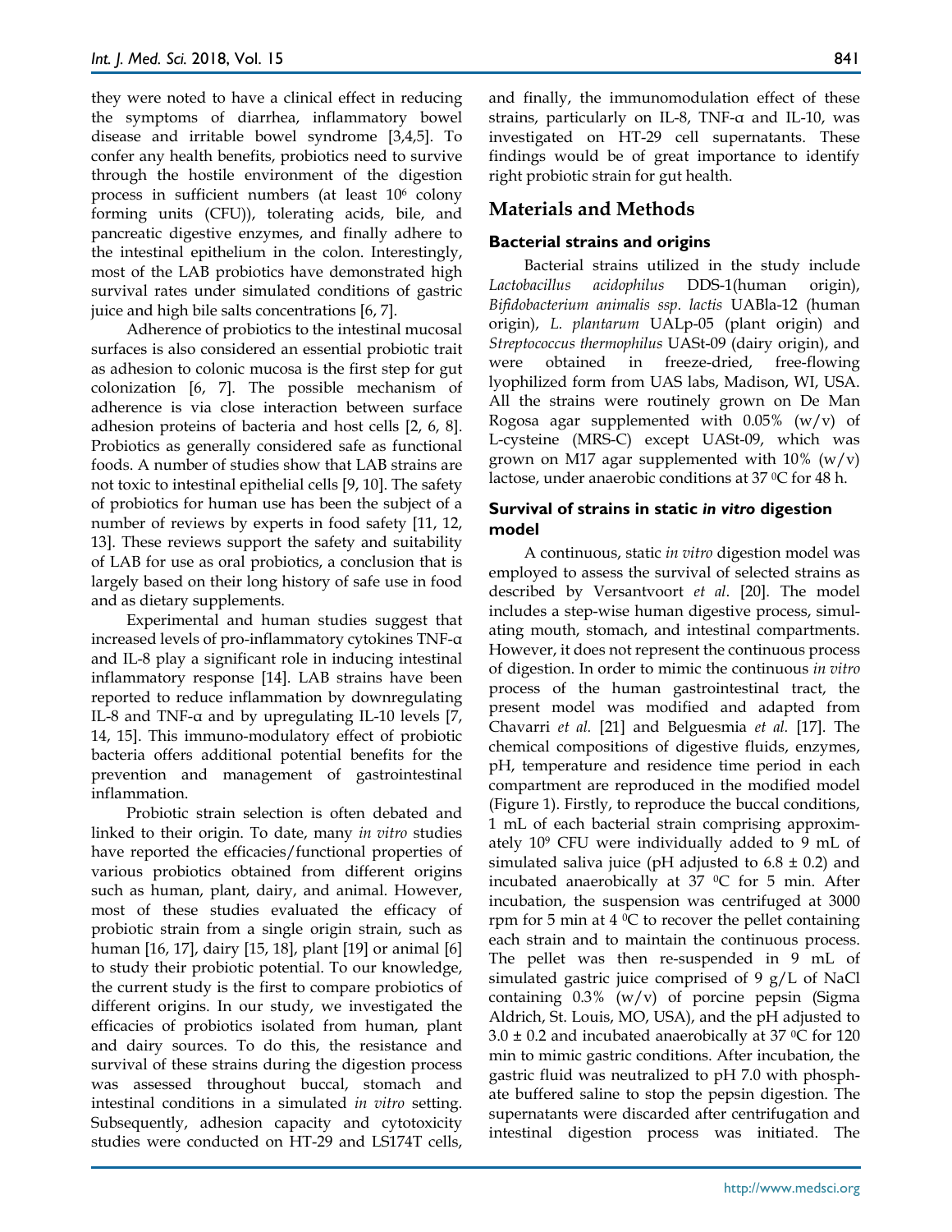they were noted to have a clinical effect in reducing the symptoms of diarrhea, inflammatory bowel disease and irritable bowel syndrome [3,4,5]. To confer any health benefits, probiotics need to survive through the hostile environment of the digestion process in sufficient numbers (at least $10^6$ colony forming units (CFU)), tolerating acids, bile, and pancreatic digestive enzymes, and finally adhere to the intestinal epithelium in the colon. Interestingly, most of the LAB probiotics have demonstrated high survival rates under simulated conditions of gastric juice and high bile salts concentrations [6, 7].

Adherence of probiotics to the intestinal mucosal surfaces is also considered an essential probiotic trait as adhesion to colonic mucosa is the first step for gut colonization [6, 7]. The possible mechanism of adherence is via close interaction between surface adhesion proteins of bacteria and host cells [2, 6, 8]. Probiotics as generally considered safe as functional foods. A number of studies show that LAB strains are not toxic to intestinal epithelial cells [9, 10]. The safety of probiotics for human use has been the subject of a number of reviews by experts in food safety [11, 12, 13]. These reviews support the safety and suitability of LAB for use as oral probiotics, a conclusion that is largely based on their long history of safe use in food and as dietary supplements.

Experimental and human studies suggest that increased levels of pro-inflammatory cytokines TNF-α and IL-8 play a significant role in inducing intestinal inflammatory response [14]. LAB strains have been reported to reduce inflammation by downregulating IL-8 and TNF-α and by upregulating IL-10 levels [7, 14, 15]. This immuno-modulatory effect of probiotic bacteria offers additional potential benefits for the prevention and management of gastrointestinal inflammation.

Probiotic strain selection is often debated and linked to their origin. To date, many *in vitro* studies have reported the efficacies/functional properties of various probiotics obtained from different origins such as human, plant, dairy, and animal. However, most of these studies evaluated the efficacy of probiotic strain from a single origin strain, such as human [16, 17], dairy [15, 18], plant [19] or animal [6] to study their probiotic potential. To our knowledge, the current study is the first to compare probiotics of different origins. In our study, we investigated the efficacies of probiotics isolated from human, plant and dairy sources. To do this, the resistance and survival of these strains during the digestion process was assessed throughout buccal, stomach and intestinal conditions in a simulated *in vitro* setting. Subsequently, adhesion capacity and cytotoxicity studies were conducted on HT-29 and LS174T cells, and finally, the immunomodulation effect of these strains, particularly on IL-8, TNF-α and IL-10, was investigated on HT-29 cell supernatants. These findings would be of great importance to identify right probiotic strain for gut health.

## Materials and Methods

### Bacterial strains and origins

Bacterial strains utilized in the study include *Lactobacillus acidophilus* DDS-1(human origin), *Bifidobacterium animalis ssp. lactis* UABla-12 (human origin), *L. plantarum* UALp-05 (plant origin) and *Streptococcus thermophilus* UASt-09 (dairy origin), and were obtained in freeze-dried, free-flowing lyophilized form from UAS labs, Madison, WI, USA. All the strains were routinely grown on De Man Rogosa agar supplemented with 0.05% (w/v) of L-cysteine (MRS-C) except UASt-09, which was grown on M17 agar supplemented with 10% (w/v) lactose, under anaerobic conditions at 37 °C for 48 h.

### Survival of strains in static *in vitro* digestion model

A continuous, static *in vitro* digestion model was employed to assess the survival of selected strains as described by Versantvoort *et al*. [20]. The model includes a step-wise human digestive process, simulating mouth, stomach, and intestinal compartments. However, it does not represent the continuous process of digestion. In order to mimic the continuous *in vitro* process of the human gastrointestinal tract, the present model was modified and adapted from Chavarri *et al.* [21] and Belguesmia *et al.* [17]. The chemical compositions of digestive fluids, enzymes, pH, temperature and residence time period in each compartment are reproduced in the modified model (Figure 1). Firstly, to reproduce the buccal conditions, 1 mL of each bacterial strain comprising approximately $10^9$ CFU were individually added to 9 mL of simulated saliva juice (pH adjusted to 6.8 ± 0.2) and incubated anaerobically at 37 °C for 5 min. After incubation, the suspension was centrifuged at 3000 rpm for 5 min at 4 °C to recover the pellet containing each strain and to maintain the continuous process. The pellet was then re-suspended in 9 mL of simulated gastric juice comprised of 9 g/L of NaCl containing 0.3% (w/v) of porcine pepsin (Sigma Aldrich, St. Louis, MO, USA), and the pH adjusted to 3.0 ± 0.2 and incubated anaerobically at 37 °C for 120 min to mimic gastric conditions. After incubation, the gastric fluid was neutralized to pH 7.0 with phosphate buffered saline to stop the pepsin digestion. The supernatants were discarded after centrifugation and intestinal digestion process was initiated. The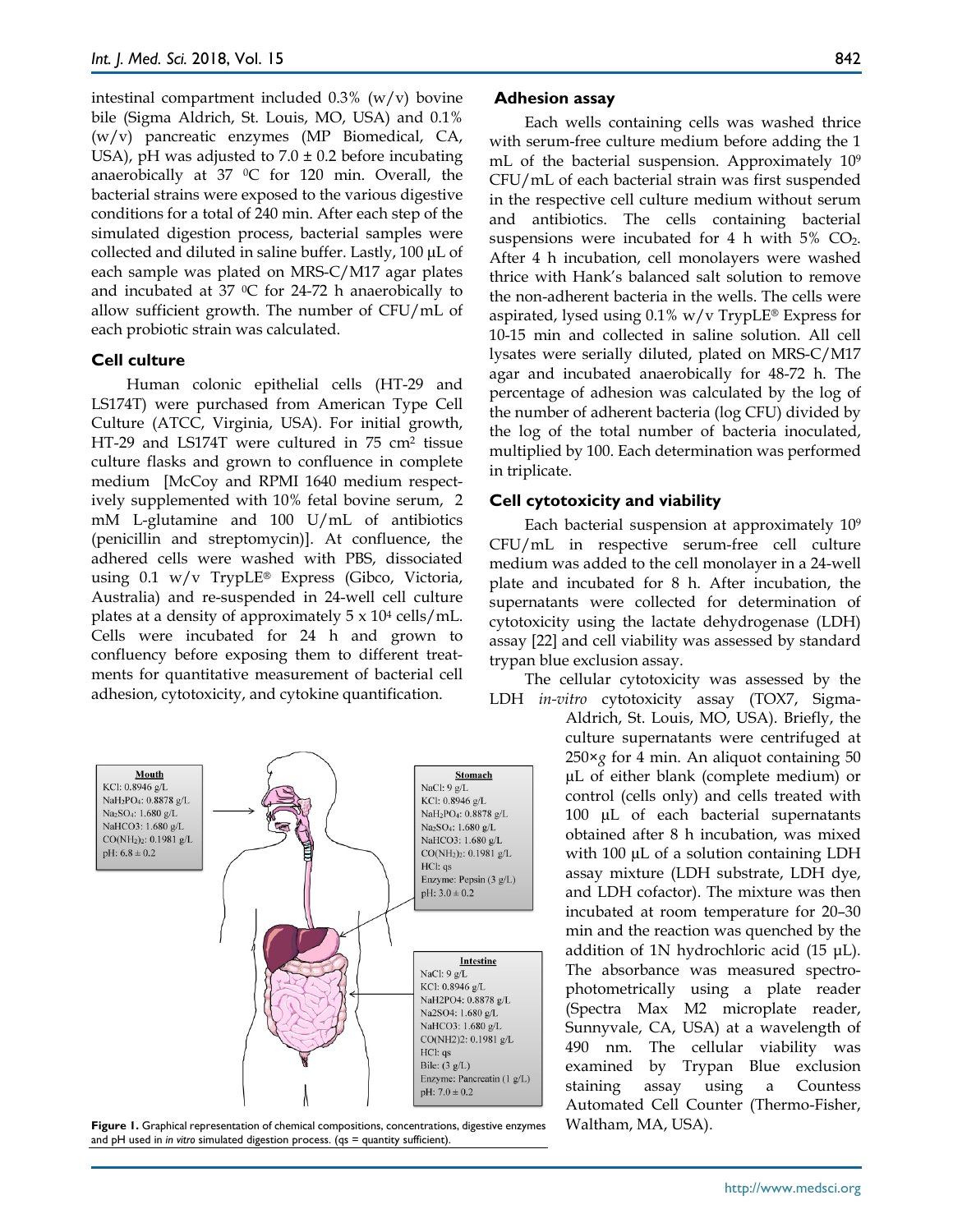intestinal compartment included 0.3% (w/v) bovine bile (Sigma Aldrich, St. Louis, MO, USA) and 0.1% (w/v) pancreatic enzymes (MP Biomedical, CA, USA), pH was adjusted to 7.0 ± 0.2 before incubating anaerobically at 37 $^0$C for 120 min. Overall, the bacterial strains were exposed to the various digestive conditions for a total of 240 min. After each step of the simulated digestion process, bacterial samples were collected and diluted in saline buffer. Lastly, 100 µL of each sample was plated on MRS-C/M17 agar plates and incubated at 37 $^0$C for 24-72 h anaerobically to allow sufficient growth. The number of CFU/mL of each probiotic strain was calculated.

### Cell culture

Human colonic epithelial cells (HT-29 and LS174T) were purchased from American Type Cell Culture (ATCC, Virginia, USA). For initial growth, HT-29 and LS174T were cultured in 75 cm$^2$ tissue culture flasks and grown to confluence in complete medium [McCoy and RPMI 1640 medium respectively supplemented with 10% fetal bovine serum, 2 mM L-glutamine and 100 U/mL of antibiotics (penicillin and streptomycin)]. At confluence, the adhered cells were washed with PBS, dissociated using 0.1 w/v TrypLE® Express (Gibco, Victoria, Australia) and re-suspended in 24-well cell culture plates at a density of approximately $5 \times 10^4$ cells/mL. Cells were incubated for 24 h and grown to confluency before exposing them to different treatments for quantitative measurement of bacterial cell adhesion, cytotoxicity, and cytokine quantification.

| Mouth | Stomach | Intestine |
|---|---|---|
| KCl: 0.8946 g/L | NaCl: 9 g/L | NaCl: 9 g/L |
| $NaH_2PO_4$: 0.8878 g/L | KCl: 0.8946 g/L | KCl: 0.8946 g/L |
| $Na_2SO_4$: 1.680 g/L | $NaH_2PO_4$: 0.8878 g/L | $NaH_2PO_4$: 0.8878 g/L |
| $NaHCO_3$: 1.680 g/L | $Na_2SO_4$: 1.680 g/L | $Na_2SO_4$: 1.680 g/L |
| $CO(NH_2)_2$: 0.1981 g/L | $NaHCO_3$: 1.680 g/L | $NaHCO_3$: 1.680 g/L |
| pH: 6.8 ± 0.2 | $CO(NH_2)_2$: 0.1981 g/L | $CO(NH_2)_2$: 0.1981 g/L |
| | HCl: qs | HCl: qs |
| | Enzyme: Pepsin (3 g/L) | Bile: (3 g/L) |
| | pH: 3.0 ± 0.2 | Enzyme: Pancreatin (1 g/L) |
| | | pH: 7.0 ± 0.2 |

**Figure 1.** Graphical representation of chemical compositions, concentrations, digestive enzymes and pH used in *in vitro* simulated digestion process. (qs = quantity sufficient).

### Adhesion assay

Each wells containing cells was washed thrice with serum-free culture medium before adding the 1 mL of the bacterial suspension. Approximately $10^9$ CFU/mL of each bacterial strain was first suspended in the respective cell culture medium without serum and antibiotics. The cells containing bacterial suspensions were incubated for 4 h with 5% $CO_2$. After 4 h incubation, cell monolayers were washed thrice with Hank's balanced salt solution to remove the non-adherent bacteria in the wells. The cells were aspirated, lysed using 0.1% w/v TrypLE® Express for 10-15 min and collected in saline solution. All cell lysates were serially diluted, plated on MRS-C/M17 agar and incubated anaerobically for 48-72 h. The percentage of adhesion was calculated by the log of the number of adherent bacteria (log CFU) divided by the log of the total number of bacteria inoculated, multiplied by 100. Each determination was performed in triplicate.

### Cell cytotoxicity and viability

Each bacterial suspension at approximately $10^9$ CFU/mL in respective serum-free cell culture medium was added to the cell monolayer in a 24-well plate and incubated for 8 h. After incubation, the supernatants were collected for determination of cytotoxicity using the lactate dehydrogenase (LDH) assay [22] and cell viability was assessed by standard trypan blue exclusion assay.

The cellular cytotoxicity was assessed by the LDH *in-vitro* cytotoxicity assay (TOX7, Sigma-Aldrich, St. Louis, MO, USA). Briefly, the culture supernatants were centrifuged at 250×*g* for 4 min. An aliquot containing 50 µL of either blank (complete medium) or control (cells only) and cells treated with 100 µL of each bacterial supernatants obtained after 8 h incubation, was mixed with 100 µL of a solution containing LDH assay mixture (LDH substrate, LDH dye, and LDH cofactor). The mixture was then incubated at room temperature for 20–30 min and the reaction was quenched by the addition of 1N hydrochloric acid (15 µL). The absorbance was measured spectrophotometrically using a plate reader (Spectra Max M2 microplate reader, Sunnyvale, CA, USA) at a wavelength of 490 nm. The cellular viability was examined by Trypan Blue exclusion staining assay using a Countess Automated Cell Counter (Thermo-Fisher, Waltham, MA, USA).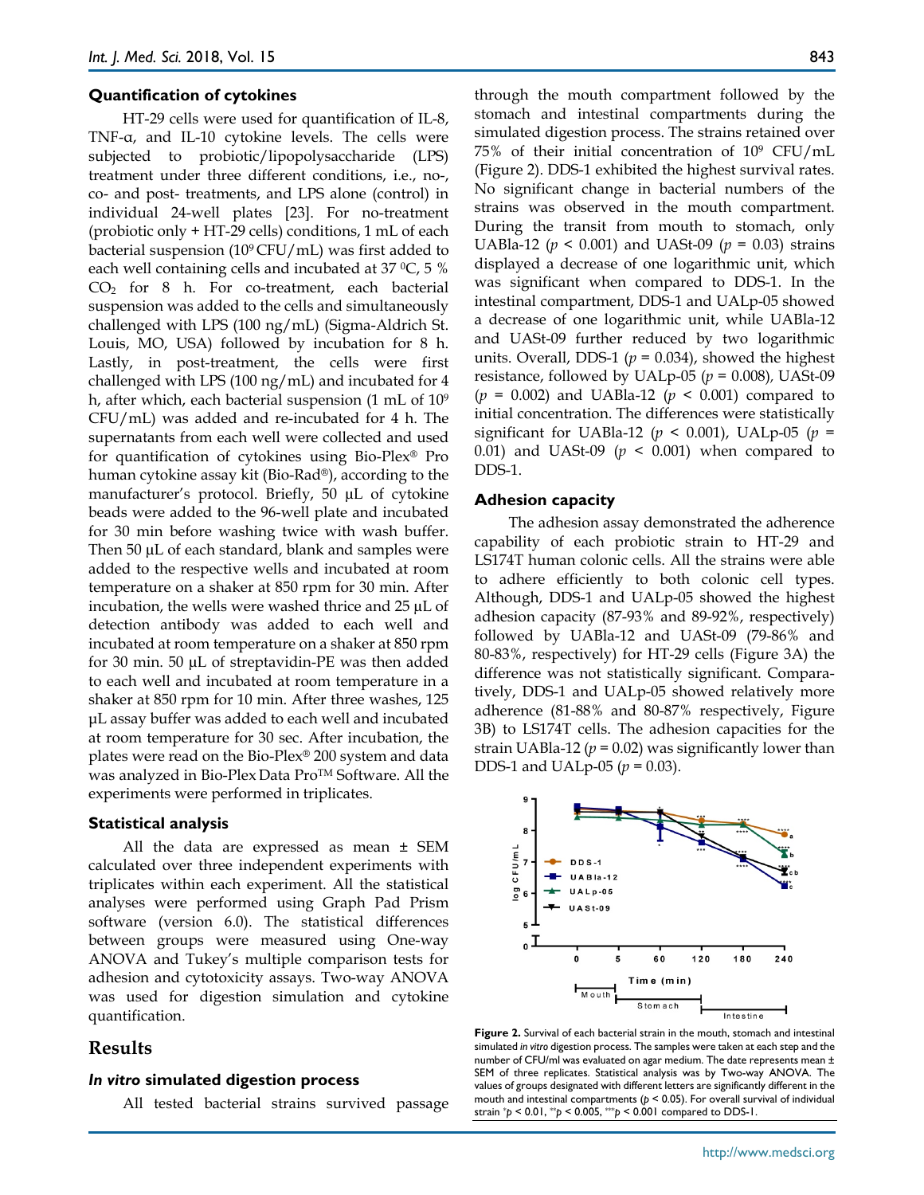### Quantification of cytokines

HT-29 cells were used for quantification of IL-8, TNF-α, and IL-10 cytokine levels. The cells were subjected to probiotic/lipopolysaccharide (LPS) treatment under three different conditions, i.e., no-, co- and post- treatments, and LPS alone (control) in individual 24-well plates [23]. For no-treatment (probiotic only + HT-29 cells) conditions, 1 mL of each bacterial suspension ($10^9$ CFU/mL) was first added to each well containing cells and incubated at 37 $^0$C, 5 % $CO_2$ for 8 h. For co-treatment, each bacterial suspension was added to the cells and simultaneously challenged with LPS (100 ng/mL) (Sigma-Aldrich St. Louis, MO, USA) followed by incubation for 8 h. Lastly, in post-treatment, the cells were first challenged with LPS (100 ng/mL) and incubated for 4 h, after which, each bacterial suspension (1 mL of $10^9$ CFU/mL) was added and re-incubated for 4 h. The supernatants from each well were collected and used for quantification of cytokines using Bio-Plex® Pro human cytokine assay kit (Bio-Rad®), according to the manufacturer's protocol. Briefly, 50 µL of cytokine beads were added to the 96-well plate and incubated for 30 min before washing twice with wash buffer. Then 50 µL of each standard, blank and samples were added to the respective wells and incubated at room temperature on a shaker at 850 rpm for 30 min. After incubation, the wells were washed thrice and 25 µL of detection antibody was added to each well and incubated at room temperature on a shaker at 850 rpm for 30 min. 50 µL of streptavidin-PE was then added to each well and incubated at room temperature in a shaker at 850 rpm for 10 min. After three washes, 125 µL assay buffer was added to each well and incubated at room temperature for 30 sec. After incubation, the plates were read on the Bio-Plex® 200 system and data was analyzed in Bio-Plex Data Pro™ Software. All the experiments were performed in triplicates.

### Statistical analysis

All the data are expressed as mean ± SEM calculated over three independent experiments with triplicates within each experiment. All the statistical analyses were performed using Graph Pad Prism software (version 6.0). The statistical differences between groups were measured using One-way ANOVA and Tukey's multiple comparison tests for adhesion and cytotoxicity assays. Two-way ANOVA was used for digestion simulation and cytokine quantification.

## Results

### *In vitro* simulated digestion process

All tested bacterial strains survived passage through the mouth compartment followed by the stomach and intestinal compartments during the simulated digestion process. The strains retained over 75% of their initial concentration of $10^9$ CFU/mL (Figure 2). DDS-1 exhibited the highest survival rates. No significant change in bacterial numbers of the strains was observed in the mouth compartment. During the transit from mouth to stomach, only UABla-12 ($p < 0.001$) and UASt-09 ($p = 0.03$) strains displayed a decrease of one logarithmic unit, which was significant when compared to DDS-1. In the intestinal compartment, DDS-1 and UALp-05 showed a decrease of one logarithmic unit, while UABla-12 and UASt-09 further reduced by two logarithmic units. Overall, DDS-1 ($p = 0.034$), showed the highest resistance, followed by UALp-05 ($p = 0.008$), UASt-09 ($p = 0.002$) and UABla-12 ($p < 0.001$) compared to initial concentration. The differences were statistically significant for UABla-12 ($p < 0.001$), UALp-05 ($p = 0.01$) and UASt-09 ($p < 0.001$) when compared to DDS-1.

### Adhesion capacity

The adhesion assay demonstrated the adherence capability of each probiotic strain to HT-29 and LS174T human colonic cells. All the strains were able to adhere efficiently to both colonic cell types. Although, DDS-1 and UALp-05 showed the highest adhesion capacity (87-93% and 89-92%, respectively) followed by UABla-12 and UASt-09 (79-86% and 80-83%, respectively) for HT-29 cells (Figure 3A) the difference was not statistically significant. Comparatively, DDS-1 and UALp-05 showed relatively more adherence (81-88% and 80-87% respectively, Figure 3B) to LS174T cells. The adhesion capacities for the strain UABla-12 ($p = 0.02$) was significantly lower than DDS-1 and UALp-05 ($p = 0.03$).

**Figure 2.** Survival of each bacterial strain in the mouth, stomach and intestinal simulated *in vitro* digestion process. The samples were taken at each step and the number of CFU/ml was evaluated on agar medium. The date represents mean ± SEM of three replicates. Statistical analysis was by Two-way ANOVA. The values of groups designated with different letters are significantly different in the mouth and intestinal compartments ($p < 0.05$). For overall survival of individual strain \*$p < 0.01$, \*\*$p < 0.005$, \*\*\*$p < 0.001$ compared to DDS-1.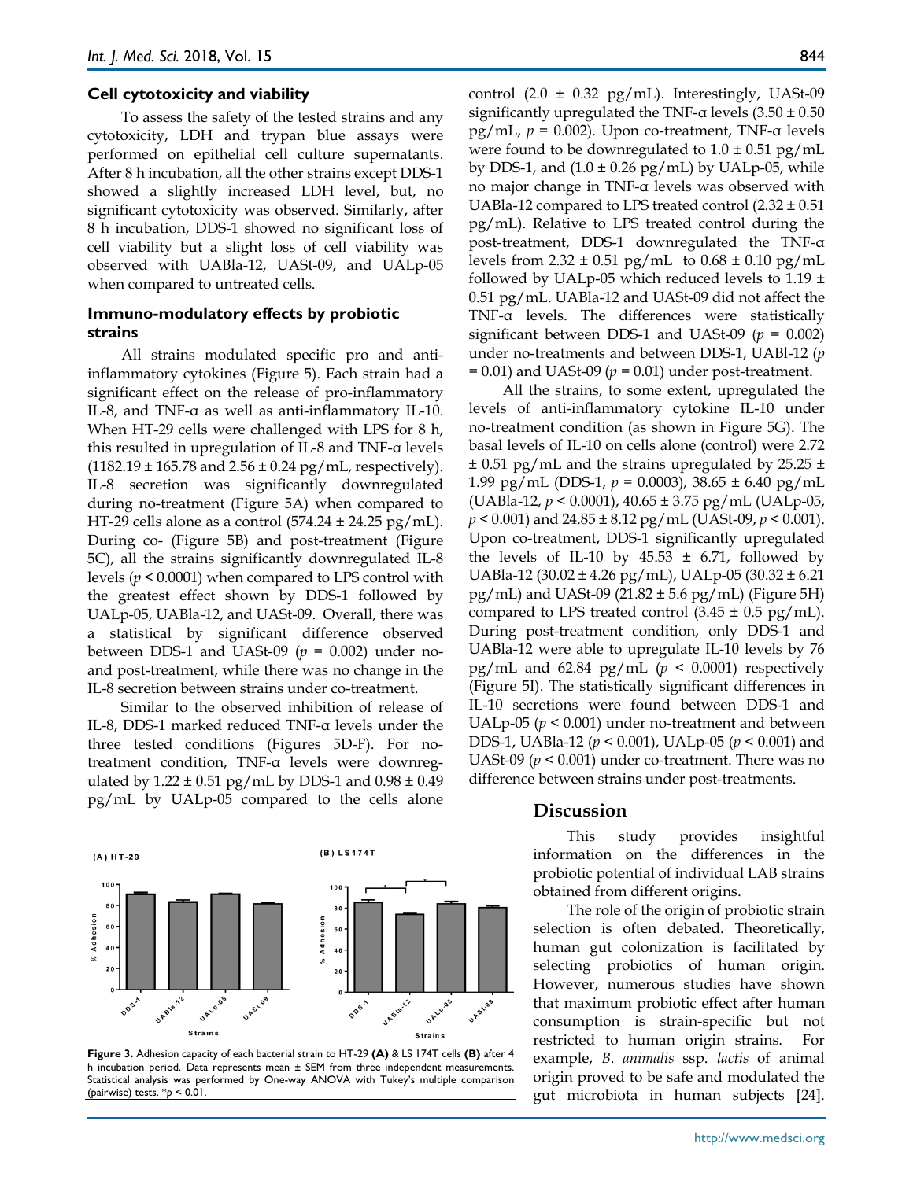### Cell cytotoxicity and viability

To assess the safety of the tested strains and any cytotoxicity, LDH and trypan blue assays were performed on epithelial cell culture supernatants. After 8 h incubation, all the other strains except DDS-1 showed a slightly increased LDH level, but, no significant cytotoxicity was observed. Similarly, after 8 h incubation, DDS-1 showed no significant loss of cell viability but a slight loss of cell viability was observed with UABla-12, UASt-09, and UALp-05 when compared to untreated cells.

### Immuno-modulatory effects by probiotic strains

All strains modulated specific pro and anti-inflammatory cytokines (Figure 5). Each strain had a significant effect on the release of pro-inflammatory IL-8, and TNF-α as well as anti-inflammatory IL-10. When HT-29 cells were challenged with LPS for 8 h, this resulted in upregulation of IL-8 and TNF-α levels (1182.19 ± 165.78 and 2.56 ± 0.24 pg/mL, respectively). IL-8 secretion was significantly downregulated during no-treatment (Figure 5A) when compared to HT-29 cells alone as a control (574.24 ± 24.25 pg/mL). During co- (Figure 5B) and post-treatment (Figure 5C), all the strains significantly downregulated IL-8 levels ($p < 0.0001$) when compared to LPS control with the greatest effect shown by DDS-1 followed by UALp-05, UABla-12, and UASt-09. Overall, there was a statistical by significant difference observed between DDS-1 and UASt-09 ($p = 0.002$) under no- and post-treatment, while there was no change in the IL-8 secretion between strains under co-treatment.

Similar to the observed inhibition of release of IL-8, DDS-1 marked reduced TNF-α levels under the three tested conditions (Figures 5D-F). For no-treatment condition, TNF-α levels were downregulated by 1.22 ± 0.51 pg/mL by DDS-1 and 0.98 ± 0.49 pg/mL by UALp-05 compared to the cells alone control (2.0 ± 0.32 pg/mL). Interestingly, UASt-09 significantly upregulated the TNF-α levels (3.50 ± 0.50 pg/mL, $p = 0.002$). Upon co-treatment, TNF-α levels were found to be downregulated to 1.0 ± 0.51 pg/mL by DDS-1, and (1.0 ± 0.26 pg/mL) by UALp-05, while no major change in TNF-α levels was observed with UABla-12 compared to LPS treated control (2.32 ± 0.51 pg/mL). Relative to LPS treated control during the post-treatment, DDS-1 downregulated the TNF-α levels from 2.32 ± 0.51 pg/mL to 0.68 ± 0.10 pg/mL followed by UALp-05 which reduced levels to 1.19 ± 0.51 pg/mL. UABla-12 and UASt-09 did not affect the TNF-α levels. The differences were statistically significant between DDS-1 and UASt-09 ($p = 0.002$) under no-treatments and between DDS-1, UABl-12 ($p = 0.01$) and UASt-09 ($p = 0.01$) under post-treatment.

All the strains, to some extent, upregulated the levels of anti-inflammatory cytokine IL-10 under no-treatment condition (as shown in Figure 5G). The basal levels of IL-10 on cells alone (control) were 2.72 ± 0.51 pg/mL and the strains upregulated by 25.25 ± 1.99 pg/mL (DDS-1, $p = 0.0003$), 38.65 ± 6.40 pg/mL (UABla-12, $p < 0.0001$), 40.65 ± 3.75 pg/mL (UALp-05, $p < 0.001$) and 24.85 ± 8.12 pg/mL (UASt-09, $p < 0.001$). Upon co-treatment, DDS-1 significantly upregulated the levels of IL-10 by 45.53 ± 6.71, followed by UABla-12 (30.02 ± 4.26 pg/mL), UALp-05 (30.32 ± 6.21 pg/mL) and UASt-09 (21.82 ± 5.6 pg/mL) (Figure 5H) compared to LPS treated control (3.45 ± 0.5 pg/mL). During post-treatment condition, only DDS-1 and UABla-12 were able to upregulate IL-10 levels by 76 pg/mL and 62.84 pg/mL ($p < 0.0001$) respectively (Figure 5I). The statistically significant differences in IL-10 secretions were found between DDS-1 and UALp-05 ($p < 0.001$) under no-treatment and between DDS-1, UABla-12 ($p < 0.001$), UALp-05 ($p < 0.001$) and UASt-09 ($p < 0.001$) under co-treatment. There was no difference between strains under post-treatments.

**Figure 3.** Adhesion capacity of each bacterial strain to HT-29 **(A)** & LS 174T cells **(B)** after 4 h incubation period. Data represents mean ± SEM from three independent measurements. Statistical analysis was performed by One-way ANOVA with Tukey's multiple comparison (pairwise) tests. *$p < 0.01$.

## Discussion

This study provides insightful information on the differences in the probiotic potential of individual LAB strains obtained from different origins.

The role of the origin of probiotic strain selection is often debated. Theoretically, human gut colonization is facilitated by selecting probiotics of human origin. However, numerous studies have shown that maximum probiotic effect after human consumption is strain-specific but not restricted to human origin strains. For example, *B. animalis* ssp. *lactis* of animal origin proved to be safe and modulated the gut microbiota in human subjects [24].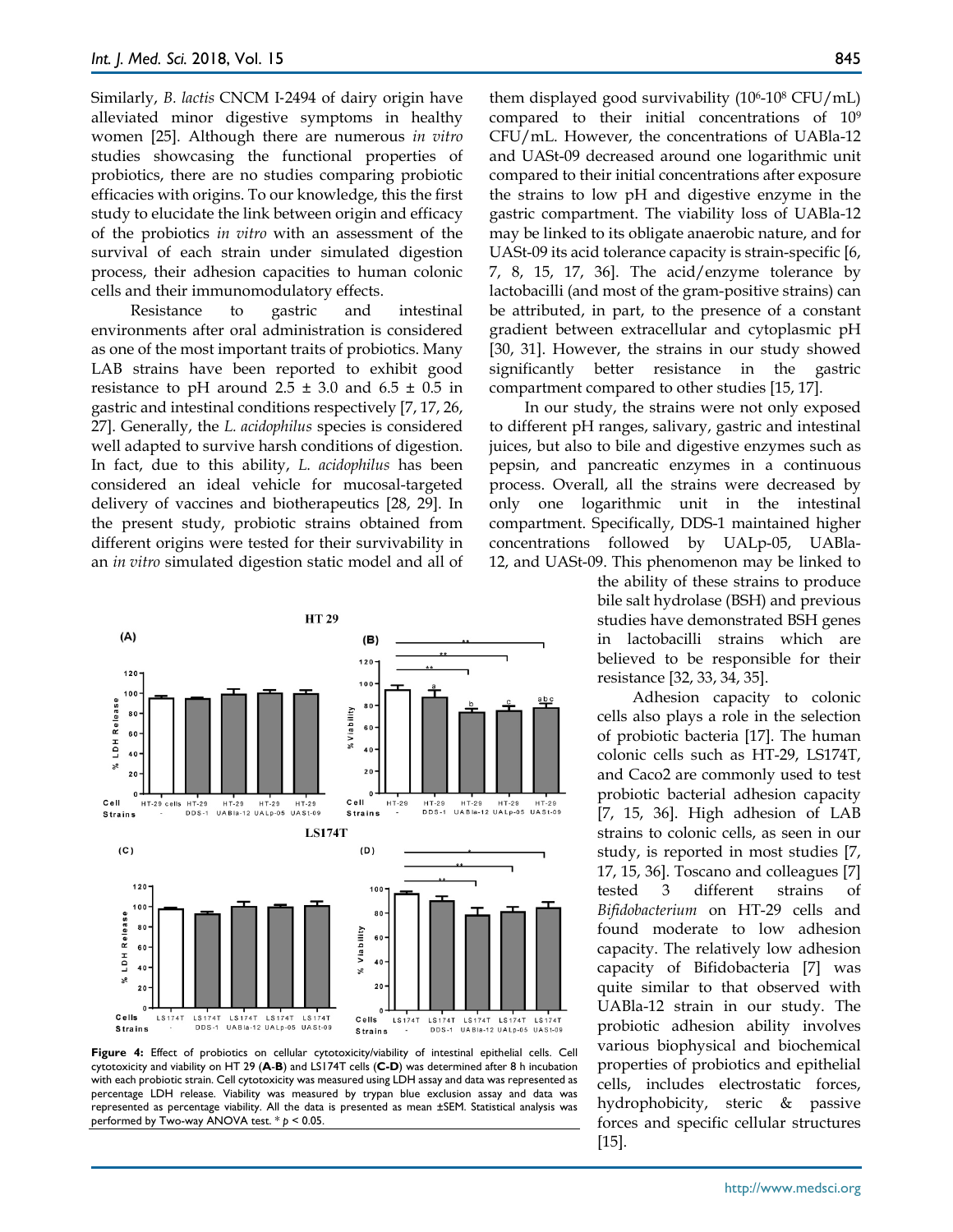Similarly, *B. lactis* CNCM I-2494 of dairy origin have alleviated minor digestive symptoms in healthy women [25]. Although there are numerous *in vitro* studies showcasing the functional properties of probiotics, there are no studies comparing probiotic efficacies with origins. To our knowledge, this the first study to elucidate the link between origin and efficacy of the probiotics *in vitro* with an assessment of the survival of each strain under simulated digestion process, their adhesion capacities to human colonic cells and their immunomodulatory effects.

Resistance to gastric and intestinal environments after oral administration is considered as one of the most important traits of probiotics. Many LAB strains have been reported to exhibit good resistance to pH around 2.5 ± 3.0 and 6.5 ± 0.5 in gastric and intestinal conditions respectively [7, 17, 26, 27]. Generally, the *L. acidophilus* species is considered well adapted to survive harsh conditions of digestion. In fact, due to this ability, *L. acidophilus* has been considered an ideal vehicle for mucosal-targeted delivery of vaccines and biotherapeutics [28, 29]. In the present study, probiotic strains obtained from different origins were tested for their survivability in an *in vitro* simulated digestion static model and all of them displayed good survivability ($10^6$-$10^8$ CFU/mL) compared to their initial concentrations of $10^9$ CFU/mL. However, the concentrations of UABla-12 and UASt-09 decreased around one logarithmic unit compared to their initial concentrations after exposure the strains to low pH and digestive enzyme in the gastric compartment. The viability loss of UABla-12 may be linked to its obligate anaerobic nature, and for UASt-09 its acid tolerance capacity is strain-specific [6, 7, 8, 15, 17, 36]. The acid/enzyme tolerance by lactobacilli (and most of the gram-positive strains) can be attributed, in part, to the presence of a constant gradient between extracellular and cytoplasmic pH [30, 31]. However, the strains in our study showed significantly better resistance in the gastric compartment compared to other studies [15, 17].

In our study, the strains were not only exposed to different pH ranges, salivary, gastric and intestinal juices, but also to bile and digestive enzymes such as pepsin, and pancreatic enzymes in a continuous process. Overall, all the strains were decreased by only one logarithmic unit in the intestinal compartment. Specifically, DDS-1 maintained higher concentrations followed by UALp-05, UABla-12, and UASt-09. This phenomenon may be linked to the ability of these strains to produce bile salt hydrolase (BSH) and previous studies have demonstrated BSH genes in lactobacilli strains which are believed to be responsible for their resistance [32, 33, 34, 35].

Adhesion capacity to colonic cells also plays a role in the selection of probiotic bacteria [17]. The human colonic cells such as HT-29, LS174T, and Caco2 are commonly used to test probiotic bacterial adhesion capacity [7, 15, 36]. High adhesion of LAB strains to colonic cells, as seen in our study, is reported in most studies [7, 17, 15, 36]. Toscano and colleagues [7] tested 3 different strains of *Bifidobacterium* on HT-29 cells and found moderate to low adhesion capacity. The relatively low adhesion capacity of Bifidobacteria [7] was quite similar to that observed with UABla-12 strain in our study. The probiotic adhesion ability involves various biophysical and biochemical properties of probiotics and epithelial cells, includes electrostatic forces, hydrophobicity, steric & passive forces and specific cellular structures [15].

**Figure 4:** Effect of probiotics on cellular cytotoxicity/viability of intestinal epithelial cells. Cell cytotoxicity and viability on HT 29 (**A-B**) and LS174T cells (**C-D**) was determined after 8 h incubation with each probiotic strain. Cell cytotoxicity was measured using LDH assay and data was represented as percentage LDH release. Viability was measured by trypan blue exclusion assay and data was represented as percentage viability. All the data is presented as mean ±SEM. Statistical analysis was performed by Two-way ANOVA test. * $p < 0.05$.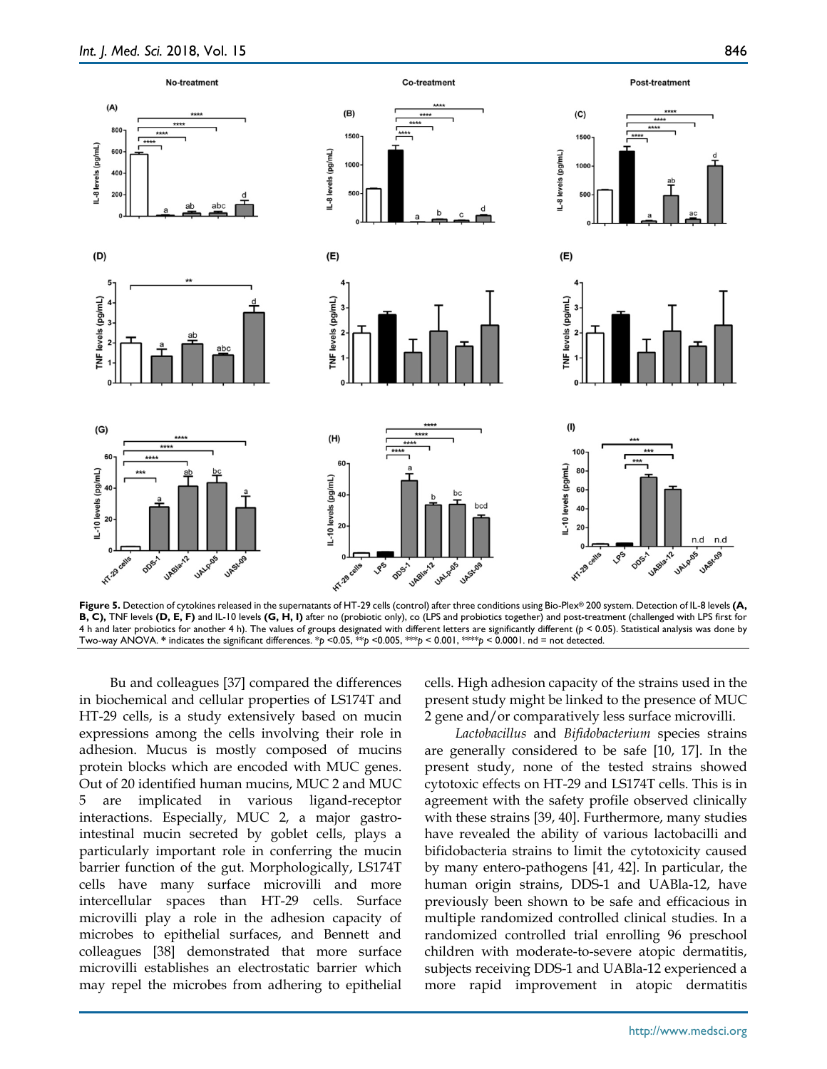Figure 5. Detection of cytokines released in the supernatants of HT-29 cells (control) after three conditions using Bio-Plex® 200 system. Detection of IL-8 levels **(A, B, C),** TNF levels **(D, E, F)** and IL-10 levels **(G, H, I)** after no (probiotic only), co (LPS and probiotics together) and post-treatment (challenged with LPS first for 4 h and later probiotics for another 4 h). The values of groups designated with different letters are significantly different ($p < 0.05$). Statistical analysis was done by Two-way ANOVA. * indicates the significant differences. *$p < 0.05$, **$p < 0.005$, ***$p < 0.001$, ****$p < 0.0001$. nd = not detected.

Bu and colleagues [37] compared the differences in biochemical and cellular properties of LS174T and HT-29 cells, is a study extensively based on mucin expressions among the cells involving their role in adhesion. Mucus is mostly composed of mucins protein blocks which are encoded with MUC genes. Out of 20 identified human mucins, MUC 2 and MUC 5 are implicated in various ligand-receptor interactions. Especially, MUC 2, a major gastro-intestinal mucin secreted by goblet cells, plays a particularly important role in conferring the mucin barrier function of the gut. Morphologically, LS174T cells have many surface microvilli and more intercellular spaces than HT-29 cells. Surface microvilli play a role in the adhesion capacity of microbes to epithelial surfaces, and Bennett and colleagues [38] demonstrated that more surface microvilli establishes an electrostatic barrier which may repel the microbes from adhering to epithelial cells. High adhesion capacity of the strains used in the present study might be linked to the presence of MUC 2 gene and/or comparatively less surface microvilli.

*Lactobacillus* and *Bifidobacterium* species strains are generally considered to be safe [10, 17]. In the present study, none of the tested strains showed cytotoxic effects on HT-29 and LS174T cells. This is in agreement with the safety profile observed clinically with these strains [39, 40]. Furthermore, many studies have revealed the ability of various lactobacilli and bifidobacteria strains to limit the cytotoxicity caused by many entero-pathogens [41, 42]. In particular, the human origin strains, DDS-1 and UABla-12, have previously been shown to be safe and efficacious in multiple randomized controlled clinical studies. In a randomized controlled trial enrolling 96 preschool children with moderate-to-severe atopic dermatitis, subjects receiving DDS-1 and UABla-12 experienced a more rapid improvement in atopic dermatitis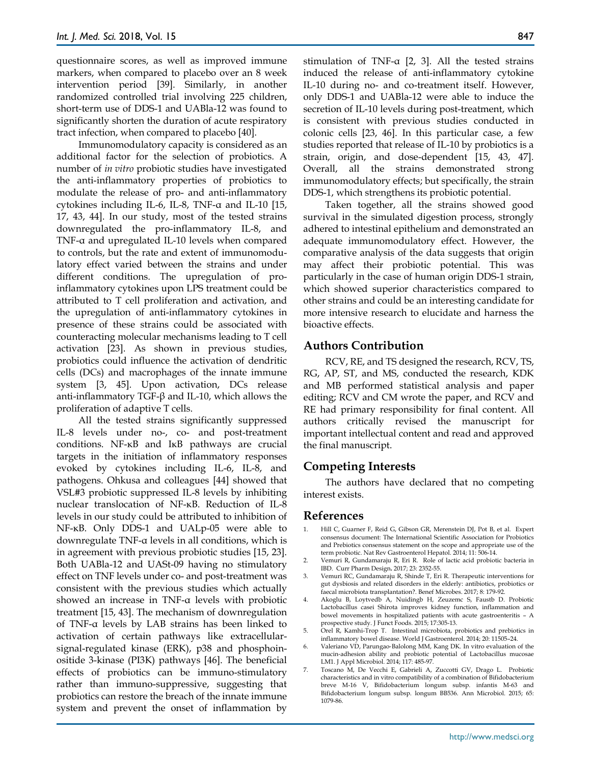questionnaire scores, as well as improved immune markers, when compared to placebo over an 8 week intervention period [39]. Similarly, in another randomized controlled trial involving 225 children, short-term use of DDS-1 and UABla-12 was found to significantly shorten the duration of acute respiratory tract infection, when compared to placebo [40].

Immunomodulatory capacity is considered as an additional factor for the selection of probiotics. A number of *in vitro* probiotic studies have investigated the anti-inflammatory properties of probiotics to modulate the release of pro- and anti-inflammatory cytokines including IL-6, IL-8, TNF-α and IL-10 [15, 17, 43, 44]. In our study, most of the tested strains downregulated the pro-inflammatory IL-8, and TNF-α and upregulated IL-10 levels when compared to controls, but the rate and extent of immunomodulatory effect varied between the strains and under different conditions. The upregulation of pro-inflammatory cytokines upon LPS treatment could be attributed to T cell proliferation and activation, and the upregulation of anti-inflammatory cytokines in presence of these strains could be associated with counteracting molecular mechanisms leading to T cell activation [23]. As shown in previous studies, probiotics could influence the activation of dendritic cells (DCs) and macrophages of the innate immune system [3, 45]. Upon activation, DCs release anti-inflammatory TGF-β and IL-10, which allows the proliferation of adaptive T cells.

All the tested strains significantly suppressed IL-8 levels under no-, co- and post-treatment conditions. NF-κB and IκB pathways are crucial targets in the initiation of inflammatory responses evoked by cytokines including IL-6, IL-8, and pathogens. Ohkusa and colleagues [44] showed that VSL#3 probiotic suppressed IL-8 levels by inhibiting nuclear translocation of NF-κB. Reduction of IL-8 levels in our study could be attributed to inhibition of NF-κB. Only DDS-1 and UALp-05 were able to downregulate TNF-α levels in all conditions, which is in agreement with previous probiotic studies [15, 23]. Both UABla-12 and UASt-09 having no stimulatory effect on TNF levels under co- and post-treatment was consistent with the previous studies which actually showed an increase in TNF-α levels with probiotic treatment [15, 43]. The mechanism of downregulation of TNF-α levels by LAB strains has been linked to activation of certain pathways like extracellular-signal-regulated kinase (ERK), p38 and phosphoinositide 3-kinase (PI3K) pathways [46]. The beneficial effects of probiotics can be immuno-stimulatory rather than immuno-suppressive, suggesting that probiotics can restore the breach of the innate immune system and prevent the onset of inflammation by stimulation of TNF-α [2, 3]. All the tested strains induced the release of anti-inflammatory cytokine IL-10 during no- and co-treatment itself. However, only DDS-1 and UABla-12 were able to induce the secretion of IL-10 levels during post-treatment, which is consistent with previous studies conducted in colonic cells [23, 46]. In this particular case, a few studies reported that release of IL-10 by probiotics is a strain, origin, and dose-dependent [15, 43, 47]. Overall, all the strains demonstrated strong immunomodulatory effects; but specifically, the strain DDS-1, which strengthens its probiotic potential.

Taken together, all the strains showed good survival in the simulated digestion process, strongly adhered to intestinal epithelium and demonstrated an adequate immunomodulatory effect. However, the comparative analysis of the data suggests that origin may affect their probiotic potential. This was particularly in the case of human origin DDS-1 strain, which showed superior characteristics compared to other strains and could be an interesting candidate for more intensive research to elucidate and harness the bioactive effects.

## Authors Contribution

RCV, RE, and TS designed the research, RCV, TS, RG, AP, ST, and MS, conducted the research, KDK and MB performed statistical analysis and paper editing; RCV and CM wrote the paper, and RCV and RE had primary responsibility for final content. All authors critically revised the manuscript for important intellectual content and read and approved the final manuscript.

## Competing Interests

The authors have declared that no competing interest exists.

## References

1. Hill C, Guarner F, Reid G, Gibson GR, Merenstein DJ, Pot B, et al. Expert consensus document: The International Scientific Association for Probiotics and Prebiotics consensus statement on the scope and appropriate use of the term probiotic. Nat Rev Gastroenterol Hepatol. 2014; 11: 506-14.
2. Vemuri R, Gundamaraju R, Eri R. Role of lactic acid probiotic bacteria in IBD. Curr Pharm Design. 2017; 23: 2352-55.
3. Vemuri RC, Gundamaraju R, Shinde T, Eri R. Therapeutic interventions for gut dysbiosis and related disorders in the elderly: antibiotics, probiotics or faecal microbiota transplantation?. Benef Microbes. 2017; 8: 179-92.
4. Akoglu B, Loytvedb A, Nuidingb H, Zeuzemc S, Faustb D. Probiotic Lactobacillus casei Shirota improves kidney function, inflammation and bowel movements in hospitalized patients with acute gastroenteritis – A prospective study. J Funct Foods. 2015; 17:305-13.
5. Orel R, Kamhi-Trop T. Intestinal microbiota, probiotics and prebiotics in inflammatory bowel disease. World J Gastroenterol. 2014; 20: 11505–24.
6. Valeriano VD, Parungao-Balolong MM, Kang DK. In vitro evaluation of the mucin-adhesion ability and probiotic potential of Lactobacillus mucosae LM1. J Appl Microbiol. 2014; 117: 485-97.
7. Toscano M, De Vecchi E, Gabrieli A, Zuccotti GV, Drago L. Probiotic characteristics and in vitro compatibility of a combination of Bifidobacterium breve M-16 V, Bifidobacterium longum subsp. infantis M-63 and Bifidobacterium longum subsp. longum BB536. Ann Microbiol. 2015; 65: 1079-86.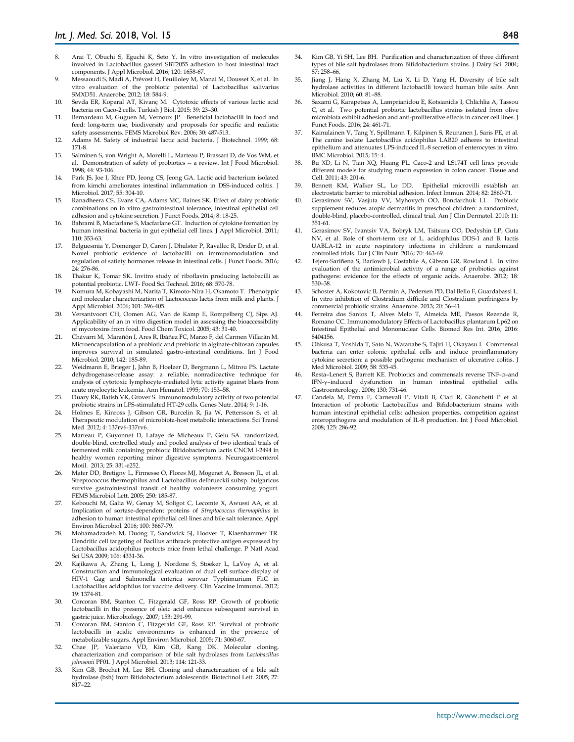8. Arai T, Obuchi S, Eguchi K, Seto Y. In vitro investigation of molecules involved in Lactobacillus gasseri SBT2055 adhesion to host intestinal tract components. J Appl Microbiol. 2016; 120: 1658-67.
9. Messaoudi S, Madi A, Prévost H, Feuilloley M, Manai M, Dousset X, et al. In vitro evaluation of the probiotic potential of Lactobacillus salivarius SMXD51. Anaerobe. 2012; 18: 584-9.
10. Sevda ER, Koparal AT, Kivanç M. Cytotoxic effects of various lactic acid bacteria on Caco-2 cells. Turkish J Biol. 2015; 39: 23–30.
11. Bernardeau M, Guguen M, Vernoux JP. Beneficial lactobacilli in food and feed: long-term use, biodiversity and proposals for specific and realistic safety assessments. FEMS Microbiol Rev. 2006; 30: 487-513.
12. Adams M. Safety of industrial lactic acid bacteria. J Biotechnol. 1999; 68: 171-8.
13. Salminen S, von Wright A, Morelli L, Marteau P, Brassart D, de Vos WM, et al. Demonstration of safety of probiotics -- a review. Int J Food Microbiol. 1998; 44: 93-106.
14. Park JS, Joe I, Rhee PD, Jeong CS, Jeong GA. Lactic acid bacterium isolated from kimchi ameliorates intestinal inflammation in DSS-induced colitis. J Microbiol. 2017; 55: 304-10.
15. Ranadheera CS, Evans CA, Adams MC, Baines SK. Effect of dairy probiotic combinations on in vitro gastrointestinal tolerance, intestinal epithelial cell adhesion and cytokine secretion. J Funct Foods. 2014; 8: 18-25.
16. Bahrami B, Macfarlane S, Macfarlane GT. Induction of cytokine formation by human intestinal bacteria in gut epithelial cell lines. J Appl Microbiol. 2011; 110: 353-63.
17. Belguesmia Y, Domenger D, Caron J, Dhulster P, Ravallec R, Drider D, et al. Novel probiotic evidence of lactobacilli on immunomodulation and regulation of satiety hormones release in intestinal cells. J Funct Foods. 2016; 24: 276-86.
18. Thakur K, Tomar SK. Invitro study of riboflavin producing lactobacilli as potential probiotic. LWT- Food Sci Technol. 2016; 68: 570-78.
19. Nomura M, Kobayashi M, Narita T, Kimoto-Nira H, Okamoto T. Phenotypic and molecular characterization of Lactococcus lactis from milk and plants. J Appl Microbiol. 2006; 101: 396-405.
20. Versantvoort CH, Oomen AG, Van de Kamp E, Rompelberg CJ, Sips AJ. Applicability of an in vitro digestion model in assessing the bioaccessibility of mycotoxins from food. Food Chem Toxicol. 2005; 43: 31-40.
21. Chávarri M, Marañón I, Ares R, Ibáñez FC, Marzo F, del Carmen Villarán M. Microencapsulation of a probiotic and prebiotic in alginate-chitosan capsules improves survival in simulated gastro-intestinal conditions. Int J Food Microbiol. 2010; 142: 185-89.
22. Weidmann E, Brieger J, Jahn B, Hoelzer D, Bergmann L, Mitrou PS. Lactate dehydrogenase-release assay: a reliable, nonradioactive technique for analysis of cytotoxic lymphocyte-mediated lytic activity against blasts from acute myelocytic leukemia. Ann Hematol. 1995; 70: 153–58.
23. Duary RK, Batish VK, Grover S. Immunomodulatory activity of two potential probiotic strains in LPS-stimulated HT-29 cells. Genes Nutr. 2014; 9: 1-16.
24. Holmes E, Kinross J, Gibson GR, Burcelin R, Jia W, Pettersson S, et al. Therapeutic modulation of microbiota-host metabolic interactions. Sci Transl Med. 2012; 4: 137rv6-137rv6.
25. Marteau P, Guyonnet D, Lafaye de Micheaux P, Gelu SA. randomized, double-blind, controlled study and pooled analysis of two identical trials of fermented milk containing probiotic Bifidobacterium lactis CNCM I-2494 in healthy women reporting minor digestive symptoms. Neurogastroenterol Motil. 2013; 25: 331-e252.
26. Mater DD, Bretigny L, Firmesse O, Flores MJ, Mogenet A, Bresson JL, et al. Streptococcus thermophilus and Lactobacillus delbrueckii subsp. bulgaricus survive gastrointestinal transit of healthy volunteers consuming yogurt. FEMS Microbiol Lett. 2005; 250: 185-87.
27. Kebouchi M, Galia W, Genay M, Soligot C, Lecomte X, Awussi AA, et al. Implication of sortase-dependent proteins of *Streptococcus thermophilus* in adhesion to human intestinal epithelial cell lines and bile salt tolerance. Appl Environ Microbiol. 2016; 100: 3667-79.
28. Mohamadzadeh M, Duong T, Sandwick SJ, Hoover T, Klaenhammer TR. Dendritic cell targeting of Bacillus anthracis protective antigen expressed by Lactobacillus acidophilus protects mice from lethal challenge. P Natl Acad Sci USA 2009; 106: 4331-36.
29. Kajikawa A, Zhang L, Long J, Nordone S, Stoeker L, LaVoy A, et al. Construction and immunological evaluation of dual cell surface display of HIV-1 Gag and Salmonella enterica serovar Typhimurium FliC in Lactobacillus acidophilus for vaccine delivery. Clin Vaccine Immunol. 2012; 19: 1374-81.
30. Corcoran BM, Stanton C, Fitzgerald GF, Ross RP. Growth of probiotic lactobacilli in the presence of oleic acid enhances subsequent survival in gastric juice. Microbiology. 2007; 153: 291-99.
31. Corcoran BM, Stanton C, Fitzgerald GF, Ross RP. Survival of probiotic lactobacilli in acidic environments is enhanced in the presence of metabolizable sugars. Appl Environ Microbiol. 2005; 71: 3060-67.
32. Chae JP, Valeriano VD, Kim GB, Kang DK. Molecular cloning, characterization and comparison of bile salt hydrolases from *Lactobacillus johnsonii* PF01. J Appl Microbiol. 2013; 114: 121-33.
33. Kim GB, Brochet M, Lee BH. Cloning and characterization of a bile salt hydrolase (bsh) from Bifidobacterium adolescentis. Biotechnol Lett. 2005; 27: 817–22.
34. Kim GB, Yi SH, Lee BH. Purification and characterization of three different types of bile salt hydrolases from Bifidobacterium strains. J Dairy Sci. 2004; 87: 258–66.
35. Jiang J, Hang X, Zhang M, Liu X, Li D, Yang H. Diversity of bile salt hydrolase activities in different lactobacilli toward human bile salts. Ann Microbiol. 2010; 60: 81–88.
36. Saxami G, Karapetsas A, Lamprianidou E, Kotsianidis I, Chlichlia A, Tassou C, et al. Two potential probiotic lactobacillus strains isolated from olive microbiota exhibit adhesion and anti-proliferative effects in cancer cell lines. J Funct Foods. 2016; 24: 461-71.
37. Kainulainen V, Tang Y, Spillmann T, Kilpinen S, Reunanen J, Saris PE, et al. The canine isolate Lactobacillus acidophilus LAB20 adheres to intestinal epithelium and attenuates LPS-induced IL-8 secretion of enterocytes in vitro. BMC Microbiol. 2015; 15: 4.
38. Bu XD, Li N, Tian XQ, Huang PL. Caco-2 and LS174T cell lines provide different models for studying mucin expression in colon cancer. Tissue and Cell. 2011; 43: 201-6.
39. Bennett KM, Walker SL, Lo DD. Epithelial microvilli establish an electrostatic barrier to microbial adhesion. Infect Immun. 2014; 82: 2860-71.
40. Gerasimov SV, Vasjuta VV, Myhovych OO, Bondarchuk LI. Probiotic supplement reduces atopic dermatitis in preschool children: a randomized, double-blind, placebo-controlled, clinical trial. Am J Clin Dermatol. 2010; 11: 351-61.
41. Gerasimov SV, Ivantsiv VA, Bobryk LM, Tsitsura OO, Dedyshin LP, Guta NV, et al. Role of short-term use of L. acidophilus DDS-1 and B. lactis UABLA-12 in acute respiratory infections in children: a randomized controlled trials. Eur J Clin Nutr. 2016; 70: 463-69.
42. Tejero-Sariñena S, Barlowb J, Costabile A, Gibson GR, Rowland I. In vitro evaluation of the antimicrobial activity of a range of probiotics against pathogens: evidence for the effects of organic acids. Anaerobe. 2012; 18: 530–38.
43. Schoster A, Kokotovic B, Permin A, Pedersen PD, Dal Bello F, Guardabassi L. In vitro inhibition of Clostridium difficile and Clostridium perfringens by commercial probiotic strains. Anaerobe. 2013; 20: 36–41.
44. Ferreira dos Santos T, Alves Melo T, Almeida ME, Passos Rezende R, Romano CC. Immunomodulatory Effects of Lactobacillus plantarum Lp62 on Intestinal Epithelial and Mononuclear Cells. Biomed Res Int. 2016; 2016: 8404156.
45. Ohkusa T, Yoshida T, Sato N, Watanabe S, Tajiri H, Okayasu I. Commensal bacteria can enter colonic epithelial cells and induce proinflammatory cytokine secretion: a possible pathogenic mechanism of ulcerative colitis. J Med Microbiol. 2009; 58: 535-45.
46. Resta–Lenert S, Barrett KE. Probiotics and commensals reverse TNF-α–and IFN-γ–induced dysfunction in human intestinal epithelial cells. Gastroenterology. 2006; 130: 731-46.
47. Candela M, Perna F, Carnevali P, Vitali B, Ciati R, Gionchetti P et al. Interaction of probiotic Lactobacillus and Bifidobacterium strains with human intestinal epithelial cells: adhesion properties, competition against enteropathogens and modulation of IL-8 production. Int J Food Microbiol. 2008; 125: 286-92.